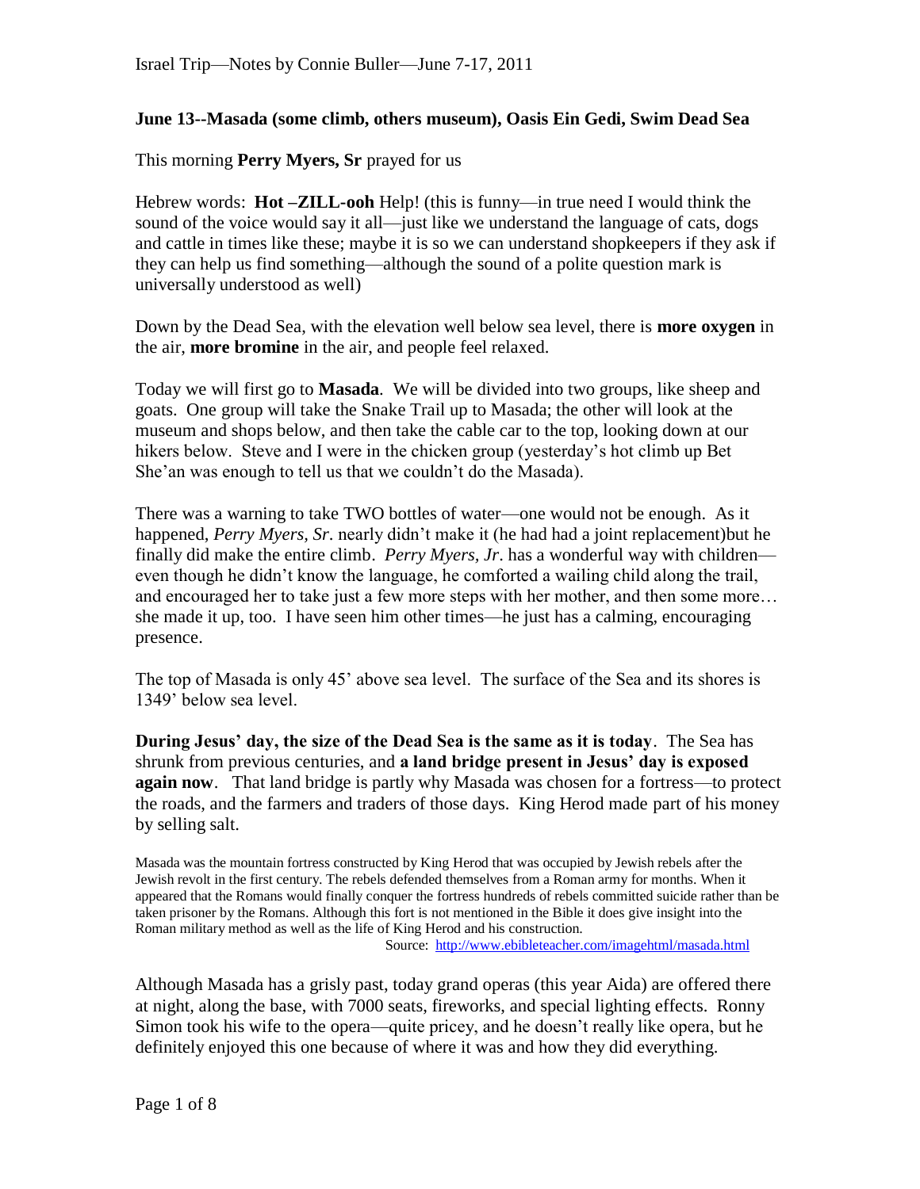## June 13--Masada (some climb, others museum), Oasis Ein Gedi, Swim Dead Sea

This morning **Perry Myers, Sr** prayed for us

Hebrew words: **Hot –ZILL-ooh** Help! (this is funny—in true need I would think the sound of the voice would say it all—just like we understand the language of cats, dogs and cattle in times like these; maybe it is so we can understand shopkeepers if they ask if they can help us find something—although the sound of a polite question mark is universally understood as well)

Down by the Dead Sea, with the elevation well below sea level, there is **more oxygen** in the air, **more bromine** in the air, and people feel relaxed.

Today we will first go to **Masada**. We will be divided into two groups, like sheep and goats. One group will take the Snake Trail up to Masada; the other will look at the museum and shops below, and then take the cable car to the top, looking down at our hikers below. Steve and I were in the chicken group (yesterday's hot climb up Bet She'an was enough to tell us that we couldn't do the Masada).

There was a warning to take TWO bottles of water—one would not be enough. As it happened, *Perry Myers, Sr*. nearly didn't make it (he had had a joint replacement)but he finally did make the entire climb. *Perry Myers, Jr*. has a wonderful way with children—even though he didn't know the language, he comforted a wailing child along the trail, and encouraged her to take just a few more steps with her mother, and then some more… she made it up, too. I have seen him other times—he just has a calming, encouraging presence.

The top of Masada is only 45' above sea level. The surface of the Sea and its shores is 1349' below sea level.

**During Jesus' day, the size of the Dead Sea is the same as it is today**. The Sea has shrunk from previous centuries, and **a land bridge present in Jesus' day is exposed again now**. That land bridge is partly why Masada was chosen for a fortress—to protect the roads, and the farmers and traders of those days. King Herod made part of his money by selling salt.

Masada was the mountain fortress constructed by King Herod that was occupied by Jewish rebels after the Jewish revolt in the first century. The rebels defended themselves from a Roman army for months. When it appeared that the Romans would finally conquer the fortress hundreds of rebels committed suicide rather than be taken prisoner by the Romans. Although this fort is not mentioned in the Bible it does give insight into the Roman military method as well as the life of King Herod and his construction.

Source: http://www.ebibleteacher.com/imagehtml/masada.html

Although Masada has a grisly past, today grand operas (this year Aida) are offered there at night, along the base, with 7000 seats, fireworks, and special lighting effects. Ronny Simon took his wife to the opera—quite pricey, and he doesn't really like opera, but he definitely enjoyed this one because of where it was and how they did everything.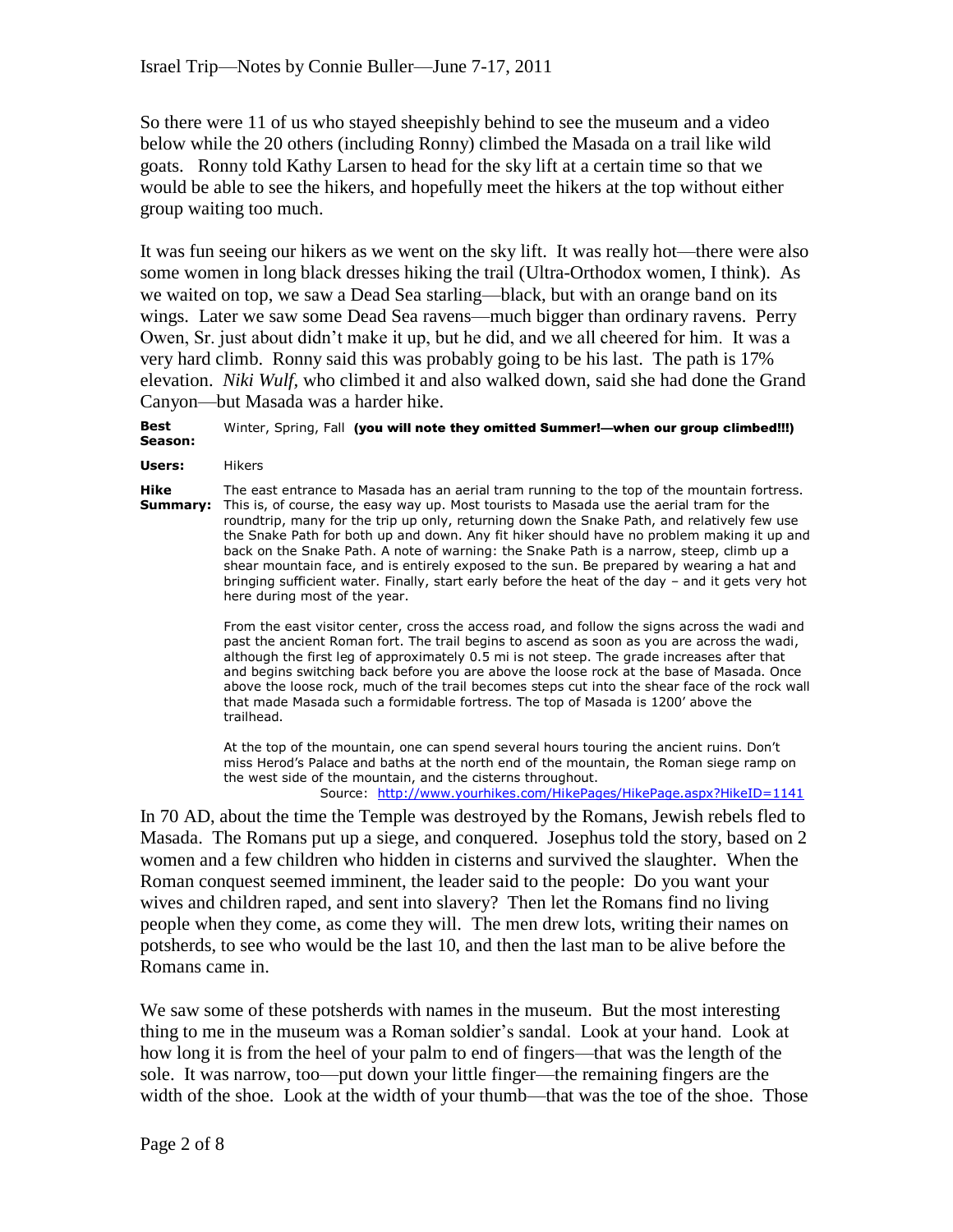So there were 11 of us who stayed sheepishly behind to see the museum and a video below while the 20 others (including Ronny) climbed the Masada on a trail like wild goats. Ronny told Kathy Larsen to head for the sky lift at a certain time so that we would be able to see the hikers, and hopefully meet the hikers at the top without either group waiting too much.

It was fun seeing our hikers as we went on the sky lift. It was really hot—there were also some women in long black dresses hiking the trail (Ultra-Orthodox women, I think). As we waited on top, we saw a Dead Sea starling—black, but with an orange band on its wings. Later we saw some Dead Sea ravens—much bigger than ordinary ravens. Perry Owen, Sr. just about didn't make it up, but he did, and we all cheered for him. It was a very hard climb. Ronny said this was probably going to be his last. The path is 17% elevation. *Niki Wulf*, who climbed it and also walked down, said she had done the Grand Canyon—but Masada was a harder hike.

**Best Season:** Winter, Spring, Fall **(you will note they omitted Summer!—when our group climbed!!!)**

**Users:** Hikers

**Hike Summary:** The east entrance to Masada has an aerial tram running to the top of the mountain fortress. This is, of course, the easy way up. Most tourists to Masada use the aerial tram for the roundtrip, many for the trip up only, returning down the Snake Path, and relatively few use the Snake Path for both up and down. Any fit hiker should have no problem making it up and back on the Snake Path. A note of warning: the Snake Path is a narrow, steep, climb up a shear mountain face, and is entirely exposed to the sun. Be prepared by wearing a hat and bringing sufficient water. Finally, start early before the heat of the day – and it gets very hot here during most of the year.

From the east visitor center, cross the access road, and follow the signs across the wadi and past the ancient Roman fort. The trail begins to ascend as soon as you are across the wadi, although the first leg of approximately 0.5 mi is not steep. The grade increases after that and begins switching back before you are above the loose rock at the base of Masada. Once above the loose rock, much of the trail becomes steps cut into the shear face of the rock wall that made Masada such a formidable fortress. The top of Masada is 1200' above the trailhead.

At the top of the mountain, one can spend several hours touring the ancient ruins. Don't miss Herod's Palace and baths at the north end of the mountain, the Roman siege ramp on the west side of the mountain, and the cisterns throughout.

Source: http://www.yourhikes.com/HikePages/HikePage.aspx?HikeID=1141

In 70 AD, about the time the Temple was destroyed by the Romans, Jewish rebels fled to Masada. The Romans put up a siege, and conquered. Josephus told the story, based on 2 women and a few children who hidden in cisterns and survived the slaughter. When the Roman conquest seemed imminent, the leader said to the people: Do you want your wives and children raped, and sent into slavery? Then let the Romans find no living people when they come, as come they will. The men drew lots, writing their names on potsherds, to see who would be the last 10, and then the last man to be alive before the Romans came in.

We saw some of these potsherds with names in the museum. But the most interesting thing to me in the museum was a Roman soldier's sandal. Look at your hand. Look at how long it is from the heel of your palm to end of fingers—that was the length of the sole. It was narrow, too—put down your little finger—the remaining fingers are the width of the shoe. Look at the width of your thumb—that was the toe of the shoe. Those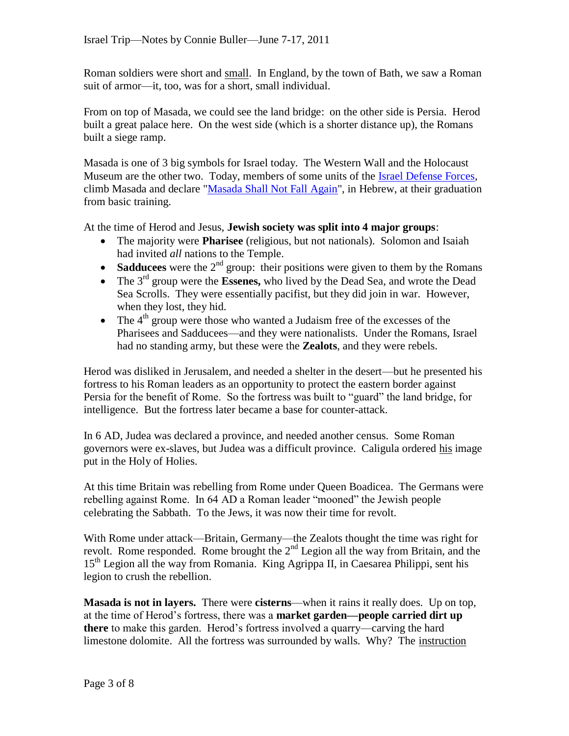Roman soldiers were short and small. In England, by the town of Bath, we saw a Roman suit of armor—it, too, was for a short, small individual.

From on top of Masada, we could see the land bridge: on the other side is Persia. Herod built a great palace here. On the west side (which is a shorter distance up), the Romans built a siege ramp.

Masada is one of 3 big symbols for Israel today. The Western Wall and the Holocaust Museum are the other two. Today, members of some units of the [Israel Defense Forces](), climb Masada and declare "[Masada Shall Not Fall Again]()", in Hebrew, at their graduation from basic training.

At the time of Herod and Jesus, **Jewish society was split into 4 major groups**:

- The majority were **Pharisee** (religious, but not nationals). Solomon and Isaiah had invited *all* nations to the Temple.
- **Sadducees** were the 2nd group: their positions were given to them by the Romans
- The 3rd group were the **Essenes,** who lived by the Dead Sea, and wrote the Dead Sea Scrolls. They were essentially pacifist, but they did join in war. However, when they lost, they hid.
- The 4th group were those who wanted a Judaism free of the excesses of the Pharisees and Sadducees—and they were nationalists. Under the Romans, Israel had no standing army, but these were the **Zealots**, and they were rebels.

Herod was disliked in Jerusalem, and needed a shelter in the desert—but he presented his fortress to his Roman leaders as an opportunity to protect the eastern border against Persia for the benefit of Rome. So the fortress was built to "guard" the land bridge, for intelligence. But the fortress later became a base for counter-attack.

In 6 AD, Judea was declared a province, and needed another census. Some Roman governors were ex-slaves, but Judea was a difficult province. Caligula ordered his image put in the Holy of Holies.

At this time Britain was rebelling from Rome under Queen Boadicea. The Germans were rebelling against Rome. In 64 AD a Roman leader "mooned" the Jewish people celebrating the Sabbath. To the Jews, it was now their time for revolt.

With Rome under attack—Britain, Germany—the Zealots thought the time was right for revolt. Rome responded. Rome brought the 2nd Legion all the way from Britain, and the 15th Legion all the way from Romania. King Agrippa II, in Caesarea Philippi, sent his legion to crush the rebellion.

**Masada is not in layers.** There were **cisterns**—when it rains it really does. Up on top, at the time of Herod's fortress, there was a **market garden—people carried dirt up there** to make this garden. Herod's fortress involved a quarry—carving the hard limestone dolomite. All the fortress was surrounded by walls. Why? The instruction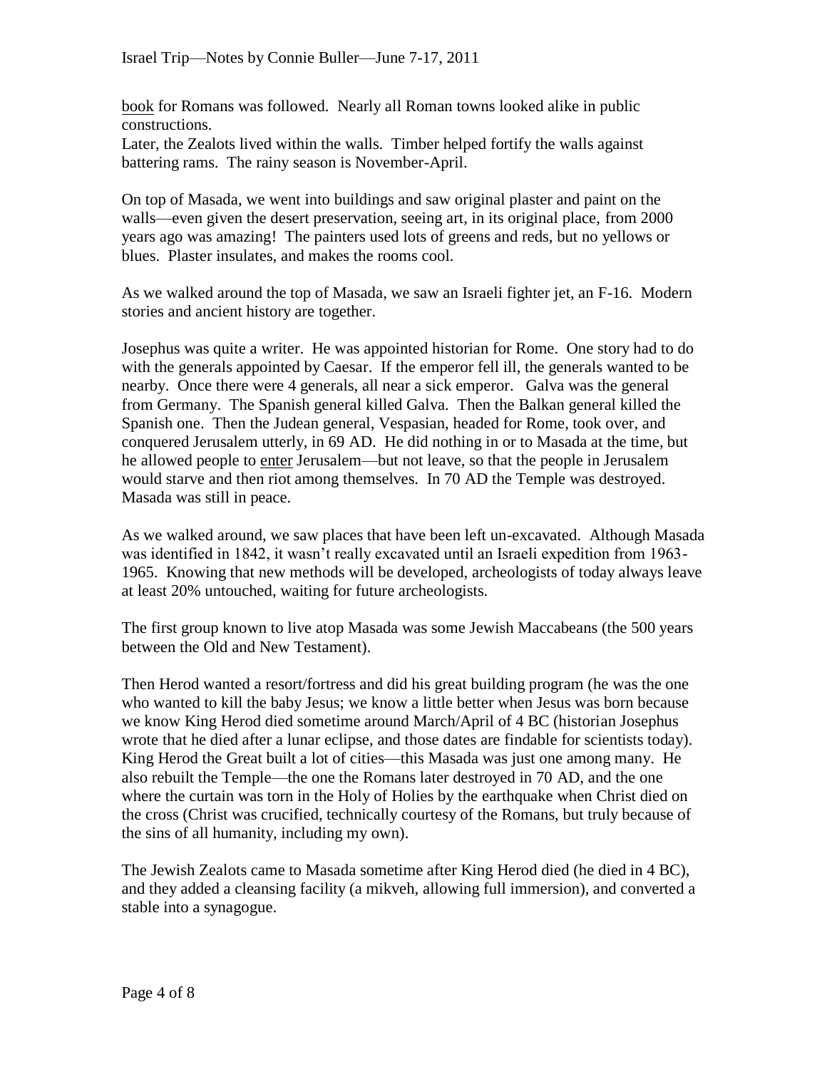<u>book</u> for Romans was followed. Nearly all Roman towns looked alike in public constructions.
Later, the Zealots lived within the walls. Timber helped fortify the walls against battering rams. The rainy season is November-April.

On top of Masada, we went into buildings and saw original plaster and paint on the walls—even given the desert preservation, seeing art, in its original place, from 2000 years ago was amazing! The painters used lots of greens and reds, but no yellows or blues. Plaster insulates, and makes the rooms cool.

As we walked around the top of Masada, we saw an Israeli fighter jet, an F-16. Modern stories and ancient history are together.

Josephus was quite a writer. He was appointed historian for Rome. One story had to do with the generals appointed by Caesar. If the emperor fell ill, the generals wanted to be nearby. Once there were 4 generals, all near a sick emperor. Galva was the general from Germany. The Spanish general killed Galva. Then the Balkan general killed the Spanish one. Then the Judean general, Vespasian, headed for Rome, took over, and conquered Jerusalem utterly, in 69 AD. He did nothing in or to Masada at the time, but he allowed people to <u>enter</u> Jerusalem—but not leave, so that the people in Jerusalem would starve and then riot among themselves. In 70 AD the Temple was destroyed. Masada was still in peace.

As we walked around, we saw places that have been left un-excavated. Although Masada was identified in 1842, it wasn't really excavated until an Israeli expedition from 1963-1965. Knowing that new methods will be developed, archeologists of today always leave at least 20% untouched, waiting for future archeologists.

The first group known to live atop Masada was some Jewish Maccabeans (the 500 years between the Old and New Testament).

Then Herod wanted a resort/fortress and did his great building program (he was the one who wanted to kill the baby Jesus; we know a little better when Jesus was born because we know King Herod died sometime around March/April of 4 BC (historian Josephus wrote that he died after a lunar eclipse, and those dates are findable for scientists today). King Herod the Great built a lot of cities—this Masada was just one among many. He also rebuilt the Temple—the one the Romans later destroyed in 70 AD, and the one where the curtain was torn in the Holy of Holies by the earthquake when Christ died on the cross (Christ was crucified, technically courtesy of the Romans, but truly because of the sins of all humanity, including my own).

The Jewish Zealots came to Masada sometime after King Herod died (he died in 4 BC), and they added a cleansing facility (a mikveh, allowing full immersion), and converted a stable into a synagogue.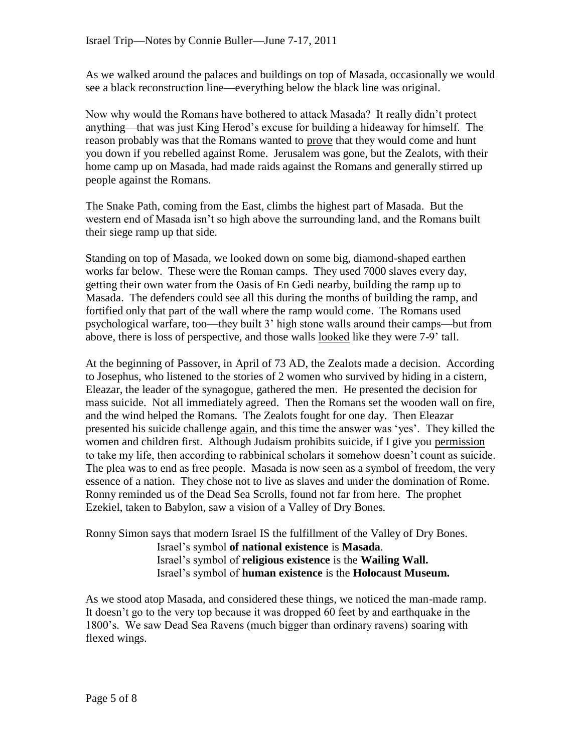As we walked around the palaces and buildings on top of Masada, occasionally we would see a black reconstruction line—everything below the black line was original.

Now why would the Romans have bothered to attack Masada? It really didn't protect anything—that was just King Herod's excuse for building a hideaway for himself. The reason probably was that the Romans wanted to <u>prove</u> that they would come and hunt you down if you rebelled against Rome. Jerusalem was gone, but the Zealots, with their home camp up on Masada, had made raids against the Romans and generally stirred up people against the Romans.

The Snake Path, coming from the East, climbs the highest part of Masada. But the western end of Masada isn't so high above the surrounding land, and the Romans built their siege ramp up that side.

Standing on top of Masada, we looked down on some big, diamond-shaped earthen works far below. These were the Roman camps. They used 7000 slaves every day, getting their own water from the Oasis of En Gedi nearby, building the ramp up to Masada. The defenders could see all this during the months of building the ramp, and fortified only that part of the wall where the ramp would come. The Romans used psychological warfare, too—they built 3' high stone walls around their camps—but from above, there is loss of perspective, and those walls <u>looked</u> like they were 7-9' tall.

At the beginning of Passover, in April of 73 AD, the Zealots made a decision. According to Josephus, who listened to the stories of 2 women who survived by hiding in a cistern, Eleazar, the leader of the synagogue, gathered the men. He presented the decision for mass suicide. Not all immediately agreed. Then the Romans set the wooden wall on fire, and the wind helped the Romans. The Zealots fought for one day. Then Eleazar presented his suicide challenge <u>again</u>, and this time the answer was 'yes'. They killed the women and children first. Although Judaism prohibits suicide, if I give you <u>permission</u> to take my life, then according to rabbinical scholars it somehow doesn't count as suicide. The plea was to end as free people. Masada is now seen as a symbol of freedom, the very essence of a nation. They chose not to live as slaves and under the domination of Rome. Ronny reminded us of the Dead Sea Scrolls, found not far from here. The prophet Ezekiel, taken to Babylon, saw a vision of a Valley of Dry Bones.

Ronny Simon says that modern Israel IS the fulfillment of the Valley of Dry Bones.

> Israel's symbol **of national existence** is **Masada**.
> Israel's symbol of **religious existence** is the **Wailing Wall.**
> Israel's symbol of **human existence** is the **Holocaust Museum.**

As we stood atop Masada, and considered these things, we noticed the man-made ramp. It doesn't go to the very top because it was dropped 60 feet by and earthquake in the 1800's. We saw Dead Sea Ravens (much bigger than ordinary ravens) soaring with flexed wings.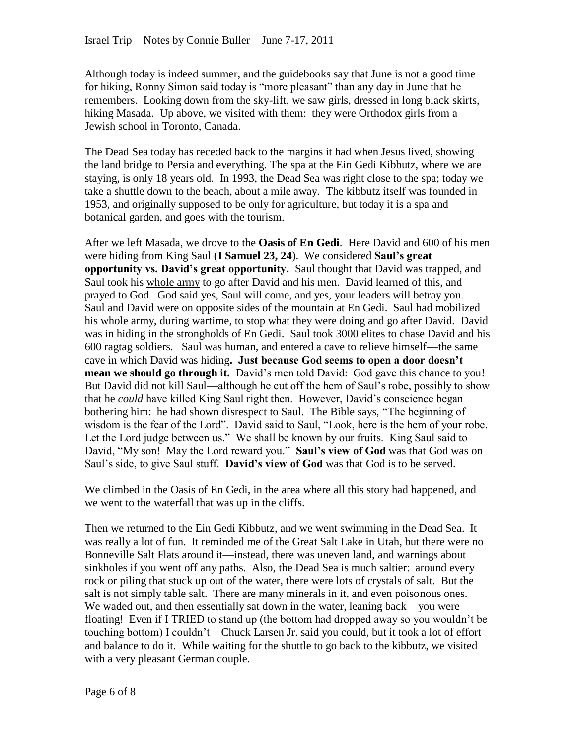Although today is indeed summer, and the guidebooks say that June is not a good time for hiking, Ronny Simon said today is "more pleasant" than any day in June that he remembers. Looking down from the sky-lift, we saw girls, dressed in long black skirts, hiking Masada. Up above, we visited with them: they were Orthodox girls from a Jewish school in Toronto, Canada.

The Dead Sea today has receded back to the margins it had when Jesus lived, showing the land bridge to Persia and everything. The spa at the Ein Gedi Kibbutz, where we are staying, is only 18 years old. In 1993, the Dead Sea was right close to the spa; today we take a shuttle down to the beach, about a mile away. The kibbutz itself was founded in 1953, and originally supposed to be only for agriculture, but today it is a spa and botanical garden, and goes with the tourism.

After we left Masada, we drove to the **Oasis of En Gedi**. Here David and 600 of his men were hiding from King Saul (**I Samuel 23, 24**). We considered **Saul's great opportunity vs. David's great opportunity.** Saul thought that David was trapped, and Saul took his <u>whole army</u> to go after David and his men. David learned of this, and prayed to God. God said yes, Saul will come, and yes, your leaders will betray you. Saul and David were on opposite sides of the mountain at En Gedi. Saul had mobilized his whole army, during wartime, to stop what they were doing and go after David. David was in hiding in the strongholds of En Gedi. Saul took 3000 <u>elites</u> to chase David and his 600 ragtag soldiers. Saul was human, and entered a cave to relieve himself—the same cave in which David was hiding**. Just because God seems to open a door doesn't mean we should go through it.** David's men told David: God gave this chance to you! But David did not kill Saul—although he cut off the hem of Saul's robe, possibly to show that he *could* have killed King Saul right then. However, David's conscience began bothering him: he had shown disrespect to Saul. The Bible says, "The beginning of wisdom is the fear of the Lord". David said to Saul, "Look, here is the hem of your robe. Let the Lord judge between us." We shall be known by our fruits. King Saul said to David, "My son! May the Lord reward you." **Saul's view of God** was that God was on Saul's side, to give Saul stuff. **David's view of God** was that God is to be served.

We climbed in the Oasis of En Gedi, in the area where all this story had happened, and we went to the waterfall that was up in the cliffs.

Then we returned to the Ein Gedi Kibbutz, and we went swimming in the Dead Sea. It was really a lot of fun. It reminded me of the Great Salt Lake in Utah, but there were no Bonneville Salt Flats around it—instead, there was uneven land, and warnings about sinkholes if you went off any paths. Also, the Dead Sea is much saltier: around every rock or piling that stuck up out of the water, there were lots of crystals of salt. But the salt is not simply table salt. There are many minerals in it, and even poisonous ones. We waded out, and then essentially sat down in the water, leaning back—you were floating! Even if I TRIED to stand up (the bottom had dropped away so you wouldn't be touching bottom) I couldn't—Chuck Larsen Jr. said you could, but it took a lot of effort and balance to do it. While waiting for the shuttle to go back to the kibbutz, we visited with a very pleasant German couple.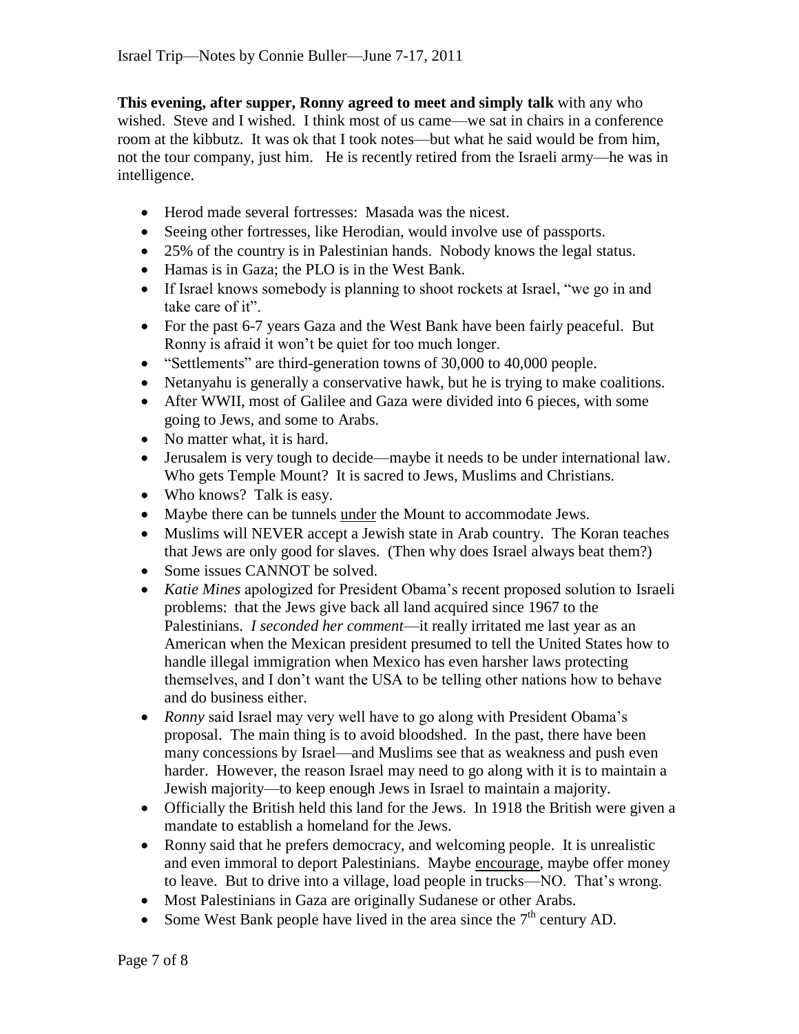**This evening, after supper, Ronny agreed to meet and simply talk** with any who wished. Steve and I wished. I think most of us came—we sat in chairs in a conference room at the kibbutz. It was ok that I took notes—but what he said would be from him, not the tour company, just him. He is recently retired from the Israeli army—he was in intelligence.

- Herod made several fortresses: Masada was the nicest.
- Seeing other fortresses, like Herodian, would involve use of passports.
- 25% of the country is in Palestinian hands. Nobody knows the legal status.
- Hamas is in Gaza; the PLO is in the West Bank.
- If Israel knows somebody is planning to shoot rockets at Israel, "we go in and take care of it".
- For the past 6-7 years Gaza and the West Bank have been fairly peaceful. But Ronny is afraid it won't be quiet for too much longer.
- "Settlements" are third-generation towns of 30,000 to 40,000 people.
- Netanyahu is generally a conservative hawk, but he is trying to make coalitions.
- After WWII, most of Galilee and Gaza were divided into 6 pieces, with some going to Jews, and some to Arabs.
- No matter what, it is hard.
- Jerusalem is very tough to decide—maybe it needs to be under international law. Who gets Temple Mount? It is sacred to Jews, Muslims and Christians.
- Who knows? Talk is easy.
- Maybe there can be tunnels <u>under</u> the Mount to accommodate Jews.
- Muslims will NEVER accept a Jewish state in Arab country. The Koran teaches that Jews are only good for slaves. (Then why does Israel always beat them?)
- Some issues CANNOT be solved.
- *Katie Mines* apologized for President Obama's recent proposed solution to Israeli problems: that the Jews give back all land acquired since 1967 to the Palestinians. *I seconded her comment*—it really irritated me last year as an American when the Mexican president presumed to tell the United States how to handle illegal immigration when Mexico has even harsher laws protecting themselves, and I don't want the USA to be telling other nations how to behave and do business either.
- *Ronny* said Israel may very well have to go along with President Obama's proposal. The main thing is to avoid bloodshed. In the past, there have been many concessions by Israel—and Muslims see that as weakness and push even harder. However, the reason Israel may need to go along with it is to maintain a Jewish majority—to keep enough Jews in Israel to maintain a majority.
- Officially the British held this land for the Jews. In 1918 the British were given a mandate to establish a homeland for the Jews.
- Ronny said that he prefers democracy, and welcoming people. It is unrealistic and even immoral to deport Palestinians. Maybe <u>encourage</u>, maybe offer money to leave. But to drive into a village, load people in trucks—NO. That's wrong.
- Most Palestinians in Gaza are originally Sudanese or other Arabs.
- Some West Bank people have lived in the area since the 7th century AD.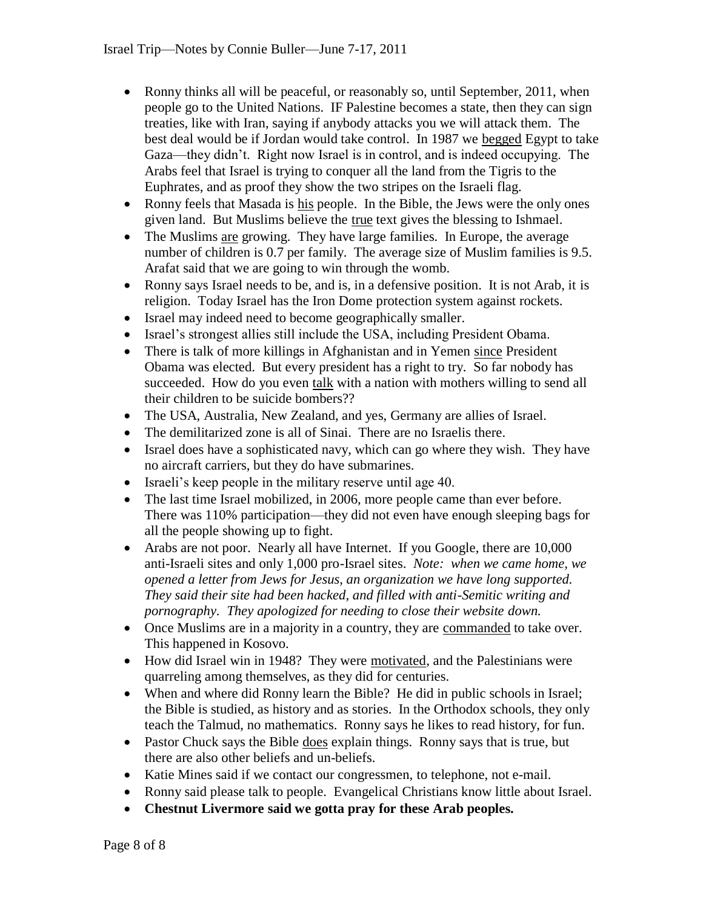- Ronny thinks all will be peaceful, or reasonably so, until September, 2011, when people go to the United Nations. IF Palestine becomes a state, then they can sign treaties, like with Iran, saying if anybody attacks you we will attack them. The best deal would be if Jordan would take control. In 1987 we begged Egypt to take Gaza—they didn't. Right now Israel is in control, and is indeed occupying. The Arabs feel that Israel is trying to conquer all the land from the Tigris to the Euphrates, and as proof they show the two stripes on the Israeli flag.
- Ronny feels that Masada is his people. In the Bible, the Jews were the only ones given land. But Muslims believe the true text gives the blessing to Ishmael.
- The Muslims are growing. They have large families. In Europe, the average number of children is 0.7 per family. The average size of Muslim families is 9.5. Arafat said that we are going to win through the womb.
- Ronny says Israel needs to be, and is, in a defensive position. It is not Arab, it is religion. Today Israel has the Iron Dome protection system against rockets.
- Israel may indeed need to become geographically smaller.
- Israel's strongest allies still include the USA, including President Obama.
- There is talk of more killings in Afghanistan and in Yemen since President Obama was elected. But every president has a right to try. So far nobody has succeeded. How do you even talk with a nation with mothers willing to send all their children to be suicide bombers??
- The USA, Australia, New Zealand, and yes, Germany are allies of Israel.
- The demilitarized zone is all of Sinai. There are no Israelis there.
- Israel does have a sophisticated navy, which can go where they wish. They have no aircraft carriers, but they do have submarines.
- Israeli's keep people in the military reserve until age 40.
- The last time Israel mobilized, in 2006, more people came than ever before. There was 110% participation—they did not even have enough sleeping bags for all the people showing up to fight.
- Arabs are not poor. Nearly all have Internet. If you Google, there are 10,000 anti-Israeli sites and only 1,000 pro-Israel sites. *Note: when we came home, we opened a letter from Jews for Jesus, an organization we have long supported. They said their site had been hacked, and filled with anti-Semitic writing and pornography. They apologized for needing to close their website down.*
- Once Muslims are in a majority in a country, they are commanded to take over. This happened in Kosovo.
- How did Israel win in 1948? They were motivated, and the Palestinians were quarreling among themselves, as they did for centuries.
- When and where did Ronny learn the Bible? He did in public schools in Israel; the Bible is studied, as history and as stories. In the Orthodox schools, they only teach the Talmud, no mathematics. Ronny says he likes to read history, for fun.
- Pastor Chuck says the Bible does explain things. Ronny says that is true, but there are also other beliefs and un-beliefs.
- Katie Mines said if we contact our congressmen, to telephone, not e-mail.
- Ronny said please talk to people. Evangelical Christians know little about Israel.
- **Chestnut Livermore said we gotta pray for these Arab peoples.**